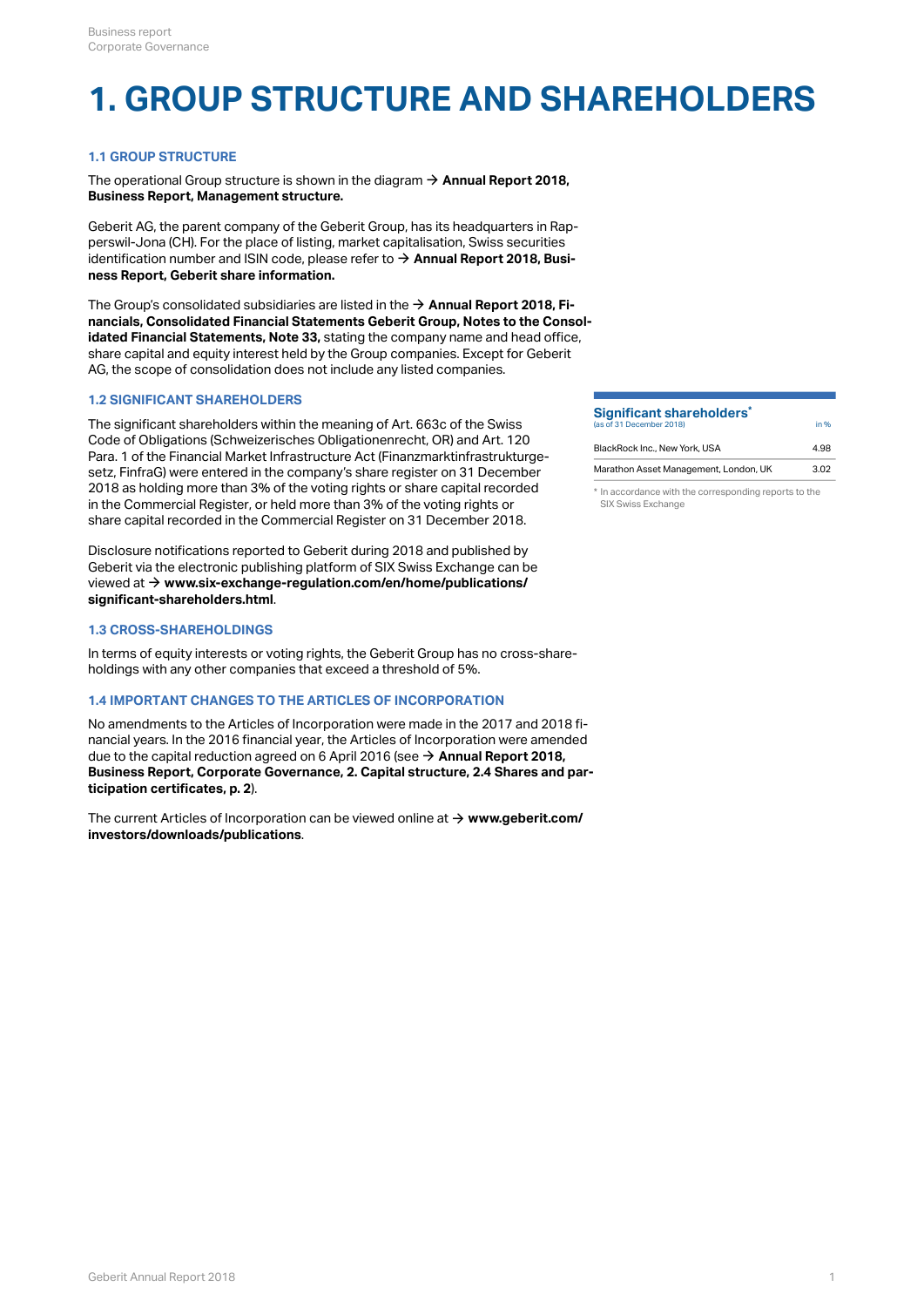# 1. GROUP STRUCTURE AND SHAREHOLDERS

### 1.1 GROUP STRUCTURE

The operational Group structure is shown in the diagram → **Annual Report 2018, Business Report, Management structure.**

Geberit AG, the parent company of the Geberit Group, has its headquarters in Rapperswil-Jona (CH). For the place of listing, market capitalisation, Swiss securities identification number and ISIN code, please refer to → **Annual Report 2018, Business Report, Geberit share information.**

The Group's consolidated subsidiaries are listed in the → **Annual Report 2018, Financials, Consolidated Financial Statements Geberit Group, Notes to the Consolidated Financial Statements, Note 33,** stating the company name and head office, share capital and equity interest held by the Group companies. Except for Geberit AG, the scope of consolidation does not include any listed companies.

### 1.2 SIGNIFICANT SHAREHOLDERS

The significant shareholders within the meaning of Art. 663c of the Swiss Code of Obligations (Schweizerisches Obligationenrecht, OR) and Art. 120 Para. 1 of the Financial Market Infrastructure Act (Finanzmarktinfrastrukturgesetz, FinfraG) were entered in the company's share register on 31 December 2018 as holding more than 3% of the voting rights or share capital recorded in the Commercial Register, or held more than 3% of the voting rights or share capital recorded in the Commercial Register on 31 December 2018.

**Significant shareholders*** (as of 31 December 2018)

| | in % |
|---|---|
| BlackRock Inc., New York, USA | 4.98 |
| Marathon Asset Management, London, UK | 3.02 |

\* In accordance with the corresponding reports to the SIX Swiss Exchange

Disclosure notifications reported to Geberit during 2018 and published by Geberit via the electronic publishing platform of SIX Swiss Exchange can be viewed at → **www.six-exchange-regulation.com/en/home/publications/significant-shareholders.html**.

### 1.3 CROSS-SHAREHOLDINGS

In terms of equity interests or voting rights, the Geberit Group has no cross-shareholdings with any other companies that exceed a threshold of 5%.

### 1.4 IMPORTANT CHANGES TO THE ARTICLES OF INCORPORATION

No amendments to the Articles of Incorporation were made in the 2017 and 2018 financial years. In the 2016 financial year, the Articles of Incorporation were amended due to the capital reduction agreed on 6 April 2016 (see → **Annual Report 2018, Business Report, Corporate Governance, 2. Capital structure, 2.4 Shares and participation certificates, p. 2**).

The current Articles of Incorporation can be viewed online at → **www.geberit.com/investors/downloads/publications**.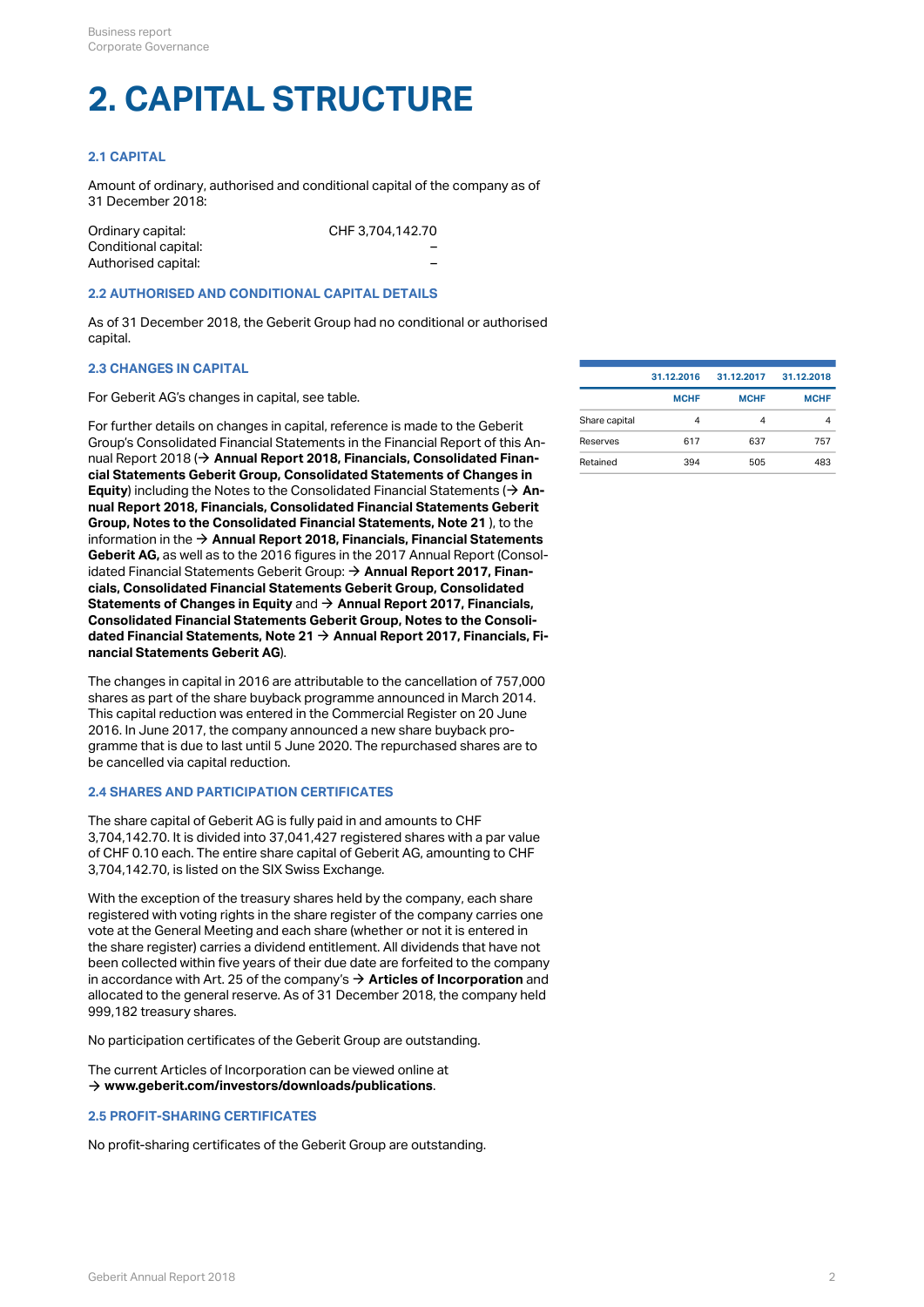# 2. CAPITAL STRUCTURE

## 2.1 CAPITAL

Amount of ordinary, authorised and conditional capital of the company as of 31 December 2018:

| | |
|---|---|
| Ordinary capital: | CHF 3,704,142.70 |
| Conditional capital: | – |
| Authorised capital: | – |

## 2.2 AUTHORISED AND CONDITIONAL CAPITAL DETAILS

As of 31 December 2018, the Geberit Group had no conditional or authorised capital.

## 2.3 CHANGES IN CAPITAL

For Geberit AG's changes in capital, see table.

| | 31.12.2016 | 31.12.2017 | 31.12.2018 |
|---|---|---|---|
| | MCHF | MCHF | MCHF |
| Share capital | 4 | 4 | 4 |
| Reserves | 617 | 637 | 757 |
| Retained | 394 | 505 | 483 |

For further details on changes in capital, reference is made to the Geberit Group's Consolidated Financial Statements in the Financial Report of this Annual Report 2018 (→ **Annual Report 2018, Financials, Consolidated Financial Statements Geberit Group, Consolidated Statements of Changes in Equity**) including the Notes to the Consolidated Financial Statements (→ **Annual Report 2018, Financials, Consolidated Financial Statements Geberit Group, Notes to the Consolidated Financial Statements, Note 21** ), to the information in the → **Annual Report 2018, Financials, Financial Statements Geberit AG,** as well as to the 2016 figures in the 2017 Annual Report (Consolidated Financial Statements Geberit Group: → **Annual Report 2017, Financials, Consolidated Financial Statements Geberit Group, Consolidated Statements of Changes in Equity** and → **Annual Report 2017, Financials, Consolidated Financial Statements Geberit Group, Notes to the Consolidated Financial Statements, Note 21** → **Annual Report 2017, Financials, Financial Statements Geberit AG**).

The changes in capital in 2016 are attributable to the cancellation of 757,000 shares as part of the share buyback programme announced in March 2014. This capital reduction was entered in the Commercial Register on 20 June 2016. In June 2017, the company announced a new share buyback programme that is due to last until 5 June 2020. The repurchased shares are to be cancelled via capital reduction.

## 2.4 SHARES AND PARTICIPATION CERTIFICATES

The share capital of Geberit AG is fully paid in and amounts to CHF 3,704,142.70. It is divided into 37,041,427 registered shares with a par value of CHF 0.10 each. The entire share capital of Geberit AG, amounting to CHF 3,704,142.70, is listed on the SIX Swiss Exchange.

With the exception of the treasury shares held by the company, each share registered with voting rights in the share register of the company carries one vote at the General Meeting and each share (whether or not it is entered in the share register) carries a dividend entitlement. All dividends that have not been collected within five years of their due date are forfeited to the company in accordance with Art. 25 of the company's → **Articles of Incorporation** and allocated to the general reserve. As of 31 December 2018, the company held 999,182 treasury shares.

No participation certificates of the Geberit Group are outstanding.

The current Articles of Incorporation can be viewed online at
→ **www.geberit.com/investors/downloads/publications**.

## 2.5 PROFIT-SHARING CERTIFICATES

No profit-sharing certificates of the Geberit Group are outstanding.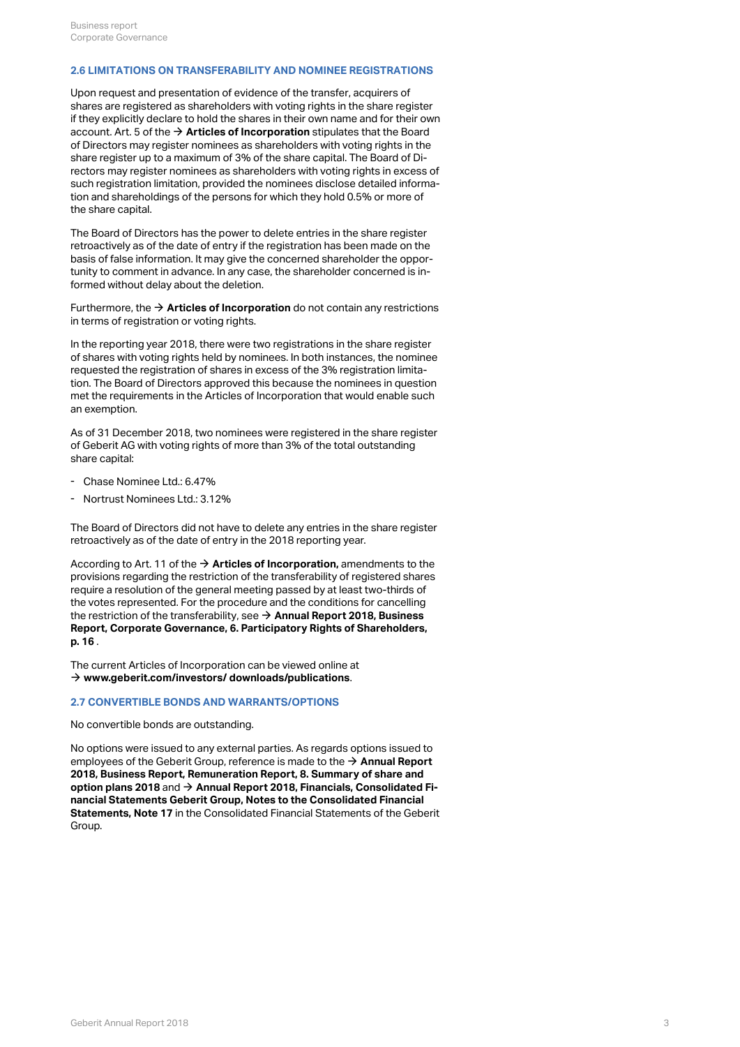## 2.6 LIMITATIONS ON TRANSFERABILITY AND NOMINEE REGISTRATIONS

Upon request and presentation of evidence of the transfer, acquirers of shares are registered as shareholders with voting rights in the share register if they explicitly declare to hold the shares in their own name and for their own account. Art. 5 of the → **Articles of Incorporation** stipulates that the Board of Directors may register nominees as shareholders with voting rights in the share register up to a maximum of 3% of the share capital. The Board of Directors may register nominees as shareholders with voting rights in excess of such registration limitation, provided the nominees disclose detailed information and shareholdings of the persons for which they hold 0.5% or more of the share capital.

The Board of Directors has the power to delete entries in the share register retroactively as of the date of entry if the registration has been made on the basis of false information. It may give the concerned shareholder the opportunity to comment in advance. In any case, the shareholder concerned is informed without delay about the deletion.

Furthermore, the → **Articles of Incorporation** do not contain any restrictions in terms of registration or voting rights.

In the reporting year 2018, there were two registrations in the share register of shares with voting rights held by nominees. In both instances, the nominee requested the registration of shares in excess of the 3% registration limitation. The Board of Directors approved this because the nominees in question met the requirements in the Articles of Incorporation that would enable such an exemption.

As of 31 December 2018, two nominees were registered in the share register of Geberit AG with voting rights of more than 3% of the total outstanding share capital:

- Chase Nominee Ltd.: 6.47%
- Nortrust Nominees Ltd.: 3.12%

The Board of Directors did not have to delete any entries in the share register retroactively as of the date of entry in the 2018 reporting year.

According to Art. 11 of the → **Articles of Incorporation,** amendments to the provisions regarding the restriction of the transferability of registered shares require a resolution of the general meeting passed by at least two-thirds of the votes represented. For the procedure and the conditions for cancelling the restriction of the transferability, see → **Annual Report 2018, Business Report, Corporate Governance, 6. Participatory Rights of Shareholders, p. 16** .

The current Articles of Incorporation can be viewed online at → **www.geberit.com/investors/ downloads/publications**.

## 2.7 CONVERTIBLE BONDS AND WARRANTS/OPTIONS

No convertible bonds are outstanding.

No options were issued to any external parties. As regards options issued to employees of the Geberit Group, reference is made to the → **Annual Report 2018, Business Report, Remuneration Report, 8. Summary of share and option plans 2018** and → **Annual Report 2018, Financials, Consolidated Financial Statements Geberit Group, Notes to the Consolidated Financial Statements, Note 17** in the Consolidated Financial Statements of the Geberit Group.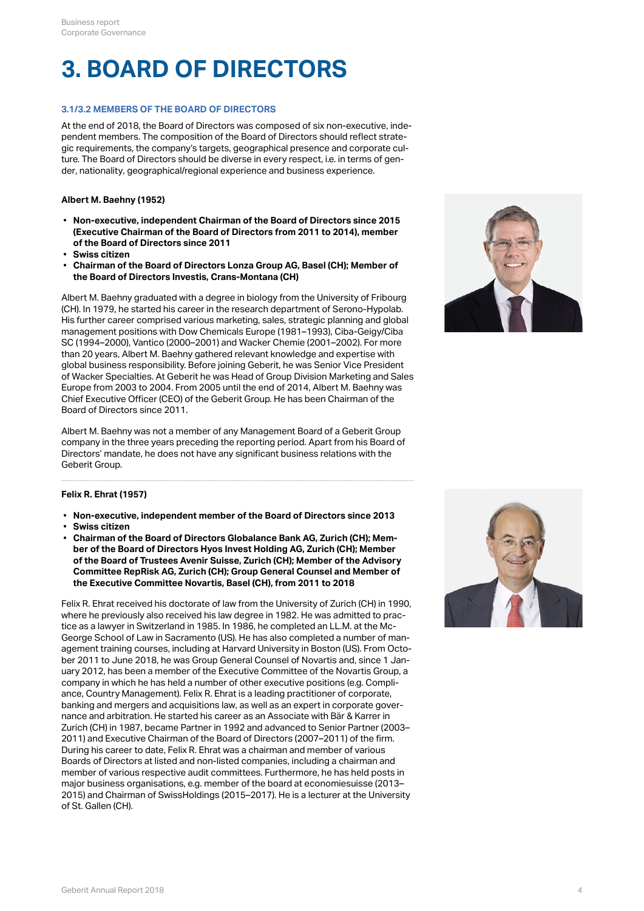# 3. BOARD OF DIRECTORS

### 3.1/3.2 MEMBERS OF THE BOARD OF DIRECTORS

At the end of 2018, the Board of Directors was composed of six non-executive, independent members. The composition of the Board of Directors should reflect strategic requirements, the company's targets, geographical presence and corporate culture. The Board of Directors should be diverse in every respect, i.e. in terms of gender, nationality, geographical/regional experience and business experience.

**Albert M. Baehny (1952)**

- **Non-executive, independent Chairman of the Board of Directors since 2015 (Executive Chairman of the Board of Directors from 2011 to 2014), member of the Board of Directors since 2011**
- **Swiss citizen**
- **Chairman of the Board of Directors Lonza Group AG, Basel (CH); Member of the Board of Directors Investis, Crans-Montana (CH)**

Albert M. Baehny graduated with a degree in biology from the University of Fribourg (CH). In 1979, he started his career in the research department of Serono-Hypolab. His further career comprised various marketing, sales, strategic planning and global management positions with Dow Chemicals Europe (1981–1993), Ciba-Geigy/Ciba SC (1994–2000), Vantico (2000–2001) and Wacker Chemie (2001–2002). For more than 20 years, Albert M. Baehny gathered relevant knowledge and expertise with global business responsibility. Before joining Geberit, he was Senior Vice President of Wacker Specialties. At Geberit he was Head of Group Division Marketing and Sales Europe from 2003 to 2004. From 2005 until the end of 2014, Albert M. Baehny was Chief Executive Officer (CEO) of the Geberit Group. He has been Chairman of the Board of Directors since 2011.

Albert M. Baehny was not a member of any Management Board of a Geberit Group company in the three years preceding the reporting period. Apart from his Board of Directors' mandate, he does not have any significant business relations with the Geberit Group.

**Felix R. Ehrat (1957)**

- **Non-executive, independent member of the Board of Directors since 2013**
- **Swiss citizen**
- **Chairman of the Board of Directors Globalance Bank AG, Zurich (CH); Member of the Board of Directors Hyos Invest Holding AG, Zurich (CH); Member of the Board of Trustees Avenir Suisse, Zurich (CH); Member of the Advisory Committee RepRisk AG, Zurich (CH); Group General Counsel and Member of the Executive Committee Novartis, Basel (CH), from 2011 to 2018**

Felix R. Ehrat received his doctorate of law from the University of Zurich (CH) in 1990, where he previously also received his law degree in 1982. He was admitted to practice as a lawyer in Switzerland in 1985. In 1986, he completed an LL.M. at the McGeorge School of Law in Sacramento (US). He has also completed a number of management training courses, including at Harvard University in Boston (US). From October 2011 to June 2018, he was Group General Counsel of Novartis and, since 1 January 2012, has been a member of the Executive Committee of the Novartis Group, a company in which he has held a number of other executive positions (e.g. Compliance, Country Management). Felix R. Ehrat is a leading practitioner of corporate, banking and mergers and acquisitions law, as well as an expert in corporate governance and arbitration. He started his career as an Associate with Bär & Karrer in Zurich (CH) in 1987, became Partner in 1992 and advanced to Senior Partner (2003–2011) and Executive Chairman of the Board of Directors (2007–2011) of the firm. During his career to date, Felix R. Ehrat was a chairman and member of various Boards of Directors at listed and non-listed companies, including a chairman and member of various respective audit committees. Furthermore, he has held posts in major business organisations, e.g. member of the board at economiesuisse (2013–2015) and Chairman of SwissHoldings (2015–2017). He is a lecturer at the University of St. Gallen (CH).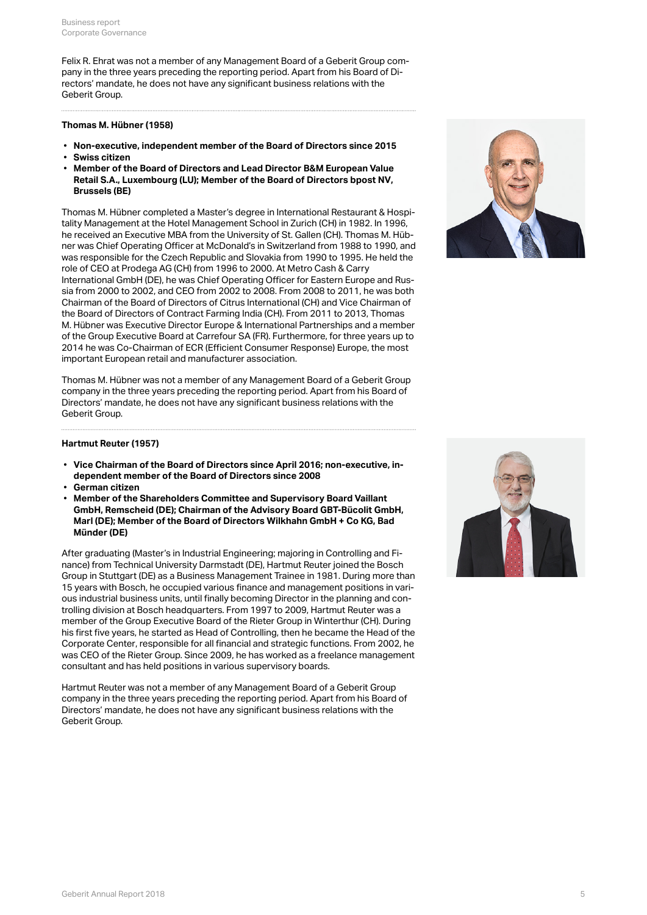Felix R. Ehrat was not a member of any Management Board of a Geberit Group company in the three years preceding the reporting period. Apart from his Board of Directors' mandate, he does not have any significant business relations with the Geberit Group.

---

**Thomas M. Hübner (1958)**

- **Non-executive, independent member of the Board of Directors since 2015**
- **Swiss citizen**
- **Member of the Board of Directors and Lead Director B&M European Value Retail S.A., Luxembourg (LU); Member of the Board of Directors bpost NV, Brussels (BE)**

Thomas M. Hübner completed a Master's degree in International Restaurant & Hospitality Management at the Hotel Management School in Zurich (CH) in 1982. In 1996, he received an Executive MBA from the University of St. Gallen (CH). Thomas M. Hübner was Chief Operating Officer at McDonald's in Switzerland from 1988 to 1990, and was responsible for the Czech Republic and Slovakia from 1990 to 1995. He held the role of CEO at Prodega AG (CH) from 1996 to 2000. At Metro Cash & Carry International GmbH (DE), he was Chief Operating Officer for Eastern Europe and Russia from 2000 to 2002, and CEO from 2002 to 2008. From 2008 to 2011, he was both Chairman of the Board of Directors of Citrus International (CH) and Vice Chairman of the Board of Directors of Contract Farming India (CH). From 2011 to 2013, Thomas M. Hübner was Executive Director Europe & International Partnerships and a member of the Group Executive Board at Carrefour SA (FR). Furthermore, for three years up to 2014 he was Co-Chairman of ECR (Efficient Consumer Response) Europe, the most important European retail and manufacturer association.

Thomas M. Hübner was not a member of any Management Board of a Geberit Group company in the three years preceding the reporting period. Apart from his Board of Directors' mandate, he does not have any significant business relations with the Geberit Group.

---

**Hartmut Reuter (1957)**

- **Vice Chairman of the Board of Directors since April 2016; non-executive, independent member of the Board of Directors since 2008**
- **German citizen**
- **Member of the Shareholders Committee and Supervisory Board Vaillant GmbH, Remscheid (DE); Chairman of the Advisory Board GBT-Bücolit GmbH, Marl (DE); Member of the Board of Directors Wilkhahn GmbH + Co KG, Bad Münder (DE)**

After graduating (Master's in Industrial Engineering; majoring in Controlling and Finance) from Technical University Darmstadt (DE), Hartmut Reuter joined the Bosch Group in Stuttgart (DE) as a Business Management Trainee in 1981. During more than 15 years with Bosch, he occupied various finance and management positions in various industrial business units, until finally becoming Director in the planning and controlling division at Bosch headquarters. From 1997 to 2009, Hartmut Reuter was a member of the Group Executive Board of the Rieter Group in Winterthur (CH). During his first five years, he started as Head of Controlling, then he became the Head of the Corporate Center, responsible for all financial and strategic functions. From 2002, he was CEO of the Rieter Group. Since 2009, he has worked as a freelance management consultant and has held positions in various supervisory boards.

Hartmut Reuter was not a member of any Management Board of a Geberit Group company in the three years preceding the reporting period. Apart from his Board of Directors' mandate, he does not have any significant business relations with the Geberit Group.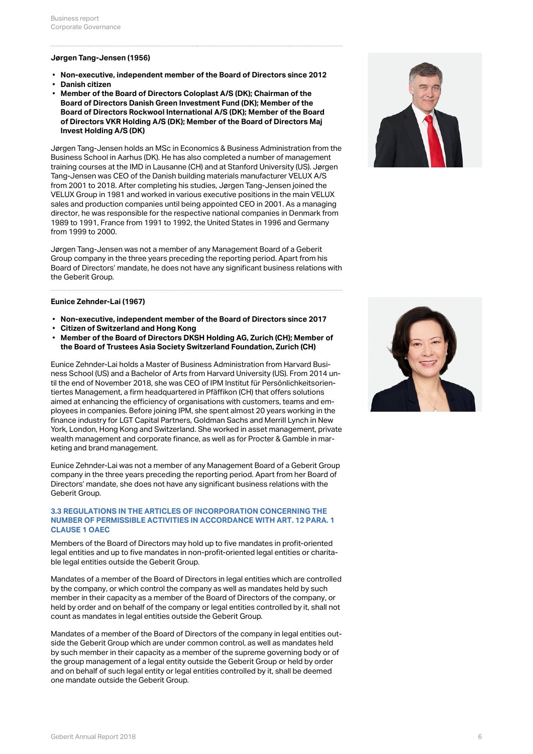### Jørgen Tang-Jensen (1956)

- **Non-executive, independent member of the Board of Directors since 2012**
- **Danish citizen**
- **Member of the Board of Directors Coloplast A/S (DK); Chairman of the Board of Directors Danish Green Investment Fund (DK); Member of the Board of Directors Rockwool International A/S (DK); Member of the Board of Directors VKR Holding A/S (DK); Member of the Board of Directors Maj Invest Holding A/S (DK)**

Jørgen Tang-Jensen holds an MSc in Economics & Business Administration from the Business School in Aarhus (DK). He has also completed a number of management training courses at the IMD in Lausanne (CH) and at Stanford University (US). Jørgen Tang-Jensen was CEO of the Danish building materials manufacturer VELUX A/S from 2001 to 2018. After completing his studies, Jørgen Tang-Jensen joined the VELUX Group in 1981 and worked in various executive positions in the main VELUX sales and production companies until being appointed CEO in 2001. As a managing director, he was responsible for the respective national companies in Denmark from 1989 to 1991, France from 1991 to 1992, the United States in 1996 and Germany from 1999 to 2000.

Jørgen Tang-Jensen was not a member of any Management Board of a Geberit Group company in the three years preceding the reporting period. Apart from his Board of Directors' mandate, he does not have any significant business relations with the Geberit Group.

### Eunice Zehnder-Lai (1967)

- **Non-executive, independent member of the Board of Directors since 2017**
- **Citizen of Switzerland and Hong Kong**
- **Member of the Board of Directors DKSH Holding AG, Zurich (CH); Member of the Board of Trustees Asia Society Switzerland Foundation, Zurich (CH)**

Eunice Zehnder-Lai holds a Master of Business Administration from Harvard Business School (US) and a Bachelor of Arts from Harvard University (US). From 2014 until the end of November 2018, she was CEO of IPM Institut für Persönlichkeitsorientiertes Management, a firm headquartered in Pfäffikon (CH) that offers solutions aimed at enhancing the efficiency of organisations with customers, teams and employees in companies. Before joining IPM, she spent almost 20 years working in the finance industry for LGT Capital Partners, Goldman Sachs and Merrill Lynch in New York, London, Hong Kong and Switzerland. She worked in asset management, private wealth management and corporate finance, as well as for Procter & Gamble in marketing and brand management.

Eunice Zehnder-Lai was not a member of any Management Board of a Geberit Group company in the three years preceding the reporting period. Apart from her Board of Directors' mandate, she does not have any significant business relations with the Geberit Group.

## 3.3 REGULATIONS IN THE ARTICLES OF INCORPORATION CONCERNING THE NUMBER OF PERMISSIBLE ACTIVITIES IN ACCORDANCE WITH ART. 12 PARA. 1 CLAUSE 1 OAEC

Members of the Board of Directors may hold up to five mandates in profit-oriented legal entities and up to five mandates in non-profit-oriented legal entities or charitable legal entities outside the Geberit Group.

Mandates of a member of the Board of Directors in legal entities which are controlled by the company, or which control the company as well as mandates held by such member in their capacity as a member of the Board of Directors of the company, or held by order and on behalf of the company or legal entities controlled by it, shall not count as mandates in legal entities outside the Geberit Group.

Mandates of a member of the Board of Directors of the company in legal entities outside the Geberit Group which are under common control, as well as mandates held by such member in their capacity as a member of the supreme governing body or of the group management of a legal entity outside the Geberit Group or held by order and on behalf of such legal entity or legal entities controlled by it, shall be deemed one mandate outside the Geberit Group.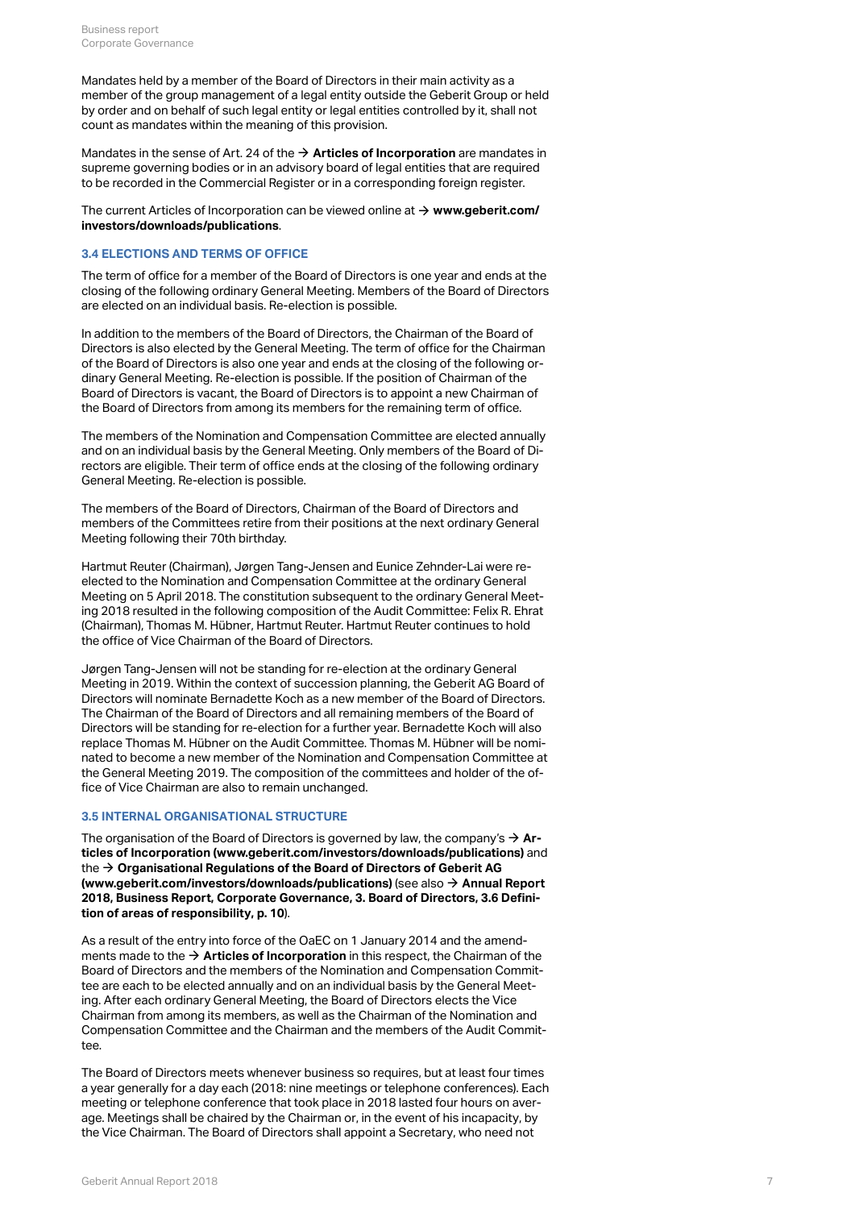Mandates held by a member of the Board of Directors in their main activity as a member of the group management of a legal entity outside the Geberit Group or held by order and on behalf of such legal entity or legal entities controlled by it, shall not count as mandates within the meaning of this provision.

Mandates in the sense of Art. 24 of the → **Articles of Incorporation** are mandates in supreme governing bodies or in an advisory board of legal entities that are required to be recorded in the Commercial Register or in a corresponding foreign register.

The current Articles of Incorporation can be viewed online at → **www.geberit.com/investors/downloads/publications**.

### 3.4 ELECTIONS AND TERMS OF OFFICE

The term of office for a member of the Board of Directors is one year and ends at the closing of the following ordinary General Meeting. Members of the Board of Directors are elected on an individual basis. Re-election is possible.

In addition to the members of the Board of Directors, the Chairman of the Board of Directors is also elected by the General Meeting. The term of office for the Chairman of the Board of Directors is also one year and ends at the closing of the following ordinary General Meeting. Re-election is possible. If the position of Chairman of the Board of Directors is vacant, the Board of Directors is to appoint a new Chairman of the Board of Directors from among its members for the remaining term of office.

The members of the Nomination and Compensation Committee are elected annually and on an individual basis by the General Meeting. Only members of the Board of Directors are eligible. Their term of office ends at the closing of the following ordinary General Meeting. Re-election is possible.

The members of the Board of Directors, Chairman of the Board of Directors and members of the Committees retire from their positions at the next ordinary General Meeting following their 70th birthday.

Hartmut Reuter (Chairman), Jørgen Tang-Jensen and Eunice Zehnder-Lai were re-elected to the Nomination and Compensation Committee at the ordinary General Meeting on 5 April 2018. The constitution subsequent to the ordinary General Meeting 2018 resulted in the following composition of the Audit Committee: Felix R. Ehrat (Chairman), Thomas M. Hübner, Hartmut Reuter. Hartmut Reuter continues to hold the office of Vice Chairman of the Board of Directors.

Jørgen Tang-Jensen will not be standing for re-election at the ordinary General Meeting in 2019. Within the context of succession planning, the Geberit AG Board of Directors will nominate Bernadette Koch as a new member of the Board of Directors. The Chairman of the Board of Directors and all remaining members of the Board of Directors will be standing for re-election for a further year. Bernadette Koch will also replace Thomas M. Hübner on the Audit Committee. Thomas M. Hübner will be nominated to become a new member of the Nomination and Compensation Committee at the General Meeting 2019. The composition of the committees and holder of the office of Vice Chairman are also to remain unchanged.

### 3.5 INTERNAL ORGANISATIONAL STRUCTURE

The organisation of the Board of Directors is governed by law, the company's → **Articles of Incorporation (www.geberit.com/investors/downloads/publications)** and the → **Organisational Regulations of the Board of Directors of Geberit AG (www.geberit.com/investors/downloads/publications)** (see also → **Annual Report 2018, Business Report, Corporate Governance, 3. Board of Directors, 3.6 Definition of areas of responsibility, p. 10**).

As a result of the entry into force of the OaEC on 1 January 2014 and the amendments made to the → **Articles of Incorporation** in this respect, the Chairman of the Board of Directors and the members of the Nomination and Compensation Committee are each to be elected annually and on an individual basis by the General Meeting. After each ordinary General Meeting, the Board of Directors elects the Vice Chairman from among its members, as well as the Chairman of the Nomination and Compensation Committee and the Chairman and the members of the Audit Committee.

The Board of Directors meets whenever business so requires, but at least four times a year generally for a day each (2018: nine meetings or telephone conferences). Each meeting or telephone conference that took place in 2018 lasted four hours on average. Meetings shall be chaired by the Chairman or, in the event of his incapacity, by the Vice Chairman. The Board of Directors shall appoint a Secretary, who need not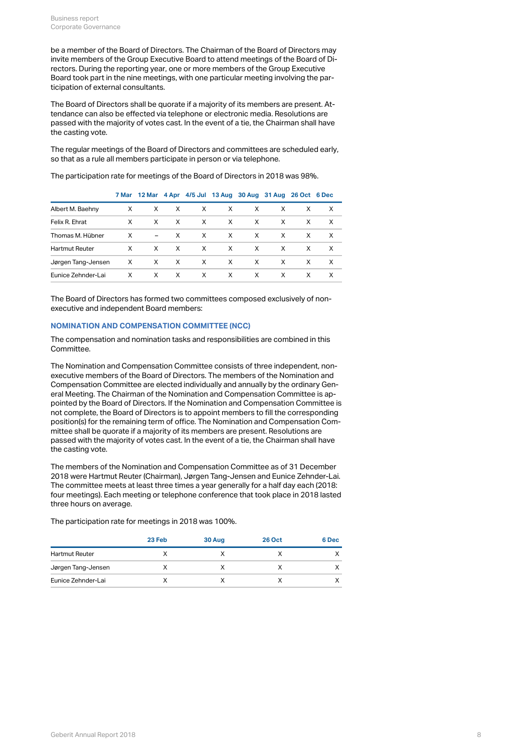be a member of the Board of Directors. The Chairman of the Board of Directors may invite members of the Group Executive Board to attend meetings of the Board of Directors. During the reporting year, one or more members of the Group Executive Board took part in the nine meetings, with one particular meeting involving the participation of external consultants.

The Board of Directors shall be quorate if a majority of its members are present. Attendance can also be effected via telephone or electronic media. Resolutions are passed with the majority of votes cast. In the event of a tie, the Chairman shall have the casting vote.

The regular meetings of the Board of Directors and committees are scheduled early, so that as a rule all members participate in person or via telephone.

The participation rate for meetings of the Board of Directors in 2018 was 98%.

| | 7 Mar | 12 Mar | 4 Apr | 4/5 Jul | 13 Aug | 30 Aug | 31 Aug | 26 Oct | 6 Dec |
|---|---|---|---|---|---|---|---|---|---|
| Albert M. Baehny | X | X | X | X | X | X | X | X | X |
| Felix R. Ehrat | X | X | X | X | X | X | X | X | X |
| Thomas M. Hübner | X | – | X | X | X | X | X | X | X |
| Hartmut Reuter | X | X | X | X | X | X | X | X | X |
| Jørgen Tang-Jensen | X | X | X | X | X | X | X | X | X |
| Eunice Zehnder-Lai | X | X | X | X | X | X | X | X | X |

The Board of Directors has formed two committees composed exclusively of non-executive and independent Board members:

### NOMINATION AND COMPENSATION COMMITTEE (NCC)

The compensation and nomination tasks and responsibilities are combined in this Committee.

The Nomination and Compensation Committee consists of three independent, non-executive members of the Board of Directors. The members of the Nomination and Compensation Committee are elected individually and annually by the ordinary General Meeting. The Chairman of the Nomination and Compensation Committee is appointed by the Board of Directors. If the Nomination and Compensation Committee is not complete, the Board of Directors is to appoint members to fill the corresponding position(s) for the remaining term of office. The Nomination and Compensation Committee shall be quorate if a majority of its members are present. Resolutions are passed with the majority of votes cast. In the event of a tie, the Chairman shall have the casting vote.

The members of the Nomination and Compensation Committee as of 31 December 2018 were Hartmut Reuter (Chairman), Jørgen Tang-Jensen and Eunice Zehnder-Lai. The committee meets at least three times a year generally for a half day each (2018: four meetings). Each meeting or telephone conference that took place in 2018 lasted three hours on average.

The participation rate for meetings in 2018 was 100%.

| | 23 Feb | 30 Aug | 26 Oct | 6 Dec |
|---|---|---|---|---|
| Hartmut Reuter | X | X | X | X |
| Jørgen Tang-Jensen | X | X | X | X |
| Eunice Zehnder-Lai | X | X | X | X |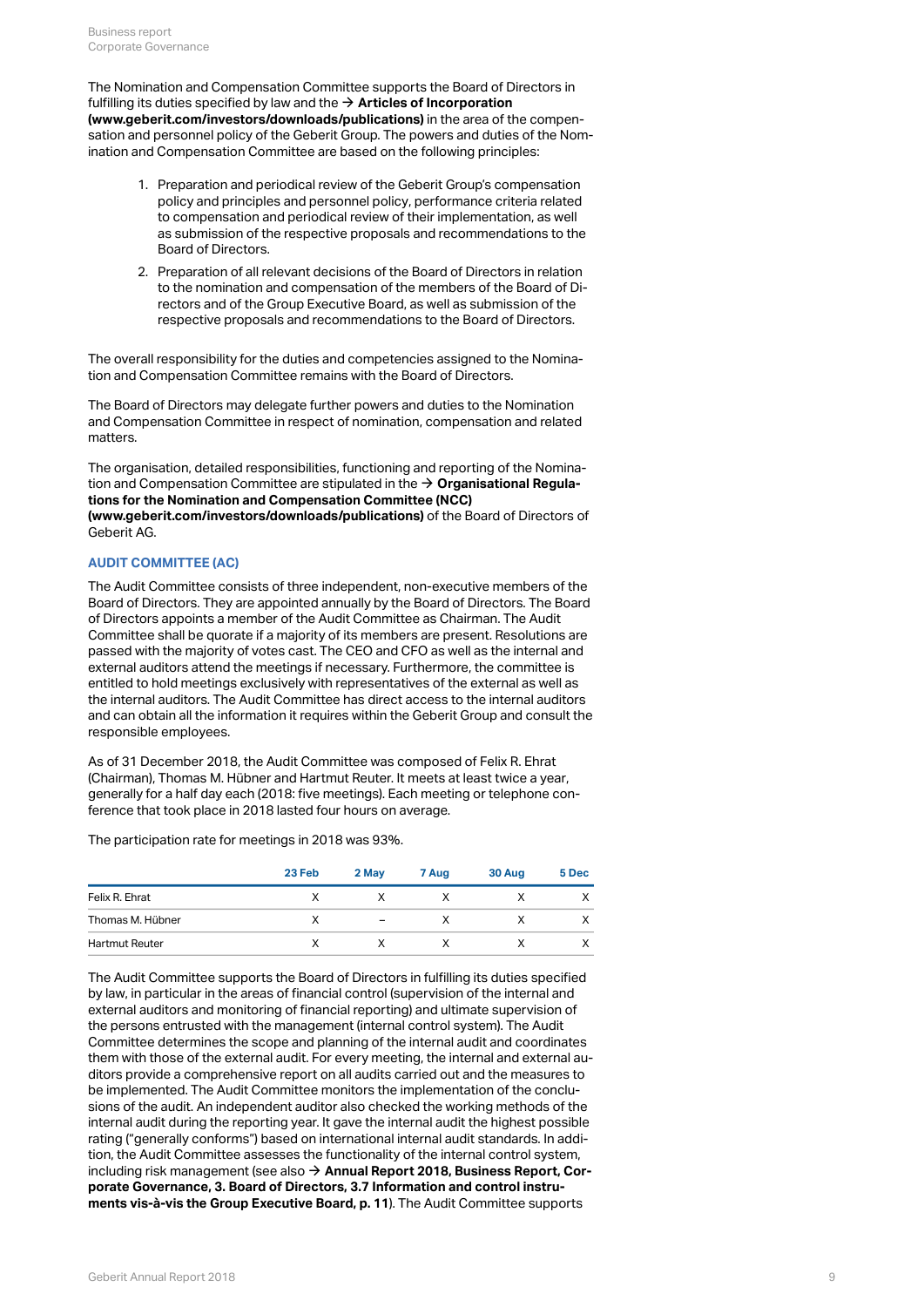The Nomination and Compensation Committee supports the Board of Directors in fulfilling its duties specified by law and the → **Articles of Incorporation (www.geberit.com/investors/downloads/publications)** in the area of the compensation and personnel policy of the Geberit Group. The powers and duties of the Nomination and Compensation Committee are based on the following principles:

1. Preparation and periodical review of the Geberit Group's compensation policy and principles and personnel policy, performance criteria related to compensation and periodical review of their implementation, as well as submission of the respective proposals and recommendations to the Board of Directors.
2. Preparation of all relevant decisions of the Board of Directors in relation to the nomination and compensation of the members of the Board of Directors and of the Group Executive Board, as well as submission of the respective proposals and recommendations to the Board of Directors.

The overall responsibility for the duties and competencies assigned to the Nomination and Compensation Committee remains with the Board of Directors.

The Board of Directors may delegate further powers and duties to the Nomination and Compensation Committee in respect of nomination, compensation and related matters.

The organisation, detailed responsibilities, functioning and reporting of the Nomination and Compensation Committee are stipulated in the → **Organisational Regulations for the Nomination and Compensation Committee (NCC) (www.geberit.com/investors/downloads/publications)** of the Board of Directors of Geberit AG.

### AUDIT COMMITTEE (AC)

The Audit Committee consists of three independent, non-executive members of the Board of Directors. They are appointed annually by the Board of Directors. The Board of Directors appoints a member of the Audit Committee as Chairman. The Audit Committee shall be quorate if a majority of its members are present. Resolutions are passed with the majority of votes cast. The CEO and CFO as well as the internal and external auditors attend the meetings if necessary. Furthermore, the committee is entitled to hold meetings exclusively with representatives of the external as well as the internal auditors. The Audit Committee has direct access to the internal auditors and can obtain all the information it requires within the Geberit Group and consult the responsible employees.

As of 31 December 2018, the Audit Committee was composed of Felix R. Ehrat (Chairman), Thomas M. Hübner and Hartmut Reuter. It meets at least twice a year, generally for a half day each (2018: five meetings). Each meeting or telephone conference that took place in 2018 lasted four hours on average.

The participation rate for meetings in 2018 was 93%.

| | 23 Feb | 2 May | 7 Aug | 30 Aug | 5 Dec |
|---|---|---|---|---|---|
| Felix R. Ehrat | X | X | X | X | X |
| Thomas M. Hübner | X | – | X | X | X |
| Hartmut Reuter | X | X | X | X | X |

The Audit Committee supports the Board of Directors in fulfilling its duties specified by law, in particular in the areas of financial control (supervision of the internal and external auditors and monitoring of financial reporting) and ultimate supervision of the persons entrusted with the management (internal control system). The Audit Committee determines the scope and planning of the internal audit and coordinates them with those of the external audit. For every meeting, the internal and external auditors provide a comprehensive report on all audits carried out and the measures to be implemented. The Audit Committee monitors the implementation of the conclusions of the audit. An independent auditor also checked the working methods of the internal audit during the reporting year. It gave the internal audit the highest possible rating ("generally conforms") based on international internal audit standards. In addition, the Audit Committee assesses the functionality of the internal control system, including risk management (see also → **Annual Report 2018, Business Report, Corporate Governance, 3. Board of Directors, 3.7 Information and control instruments vis-à-vis the Group Executive Board, p. 11**). The Audit Committee supports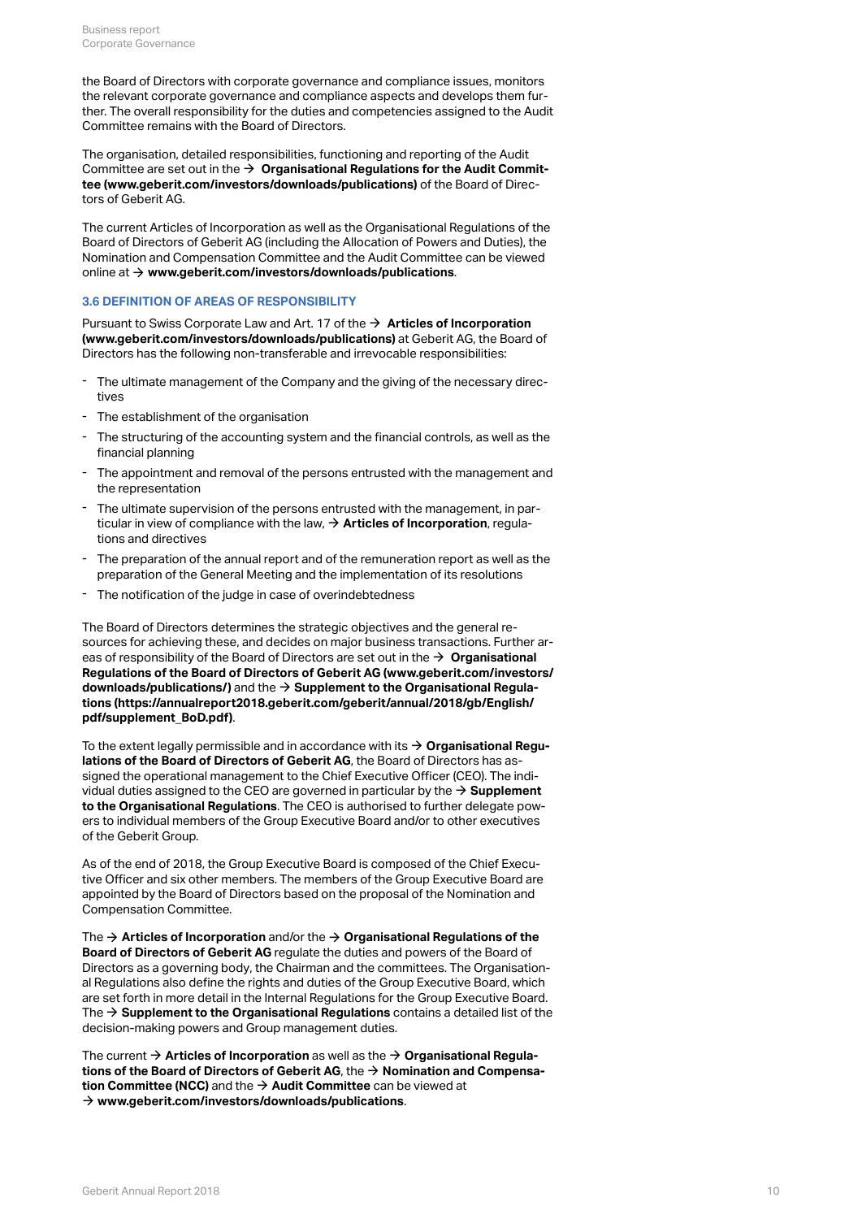the Board of Directors with corporate governance and compliance issues, monitors the relevant corporate governance and compliance aspects and develops them further. The overall responsibility for the duties and competencies assigned to the Audit Committee remains with the Board of Directors.

The organisation, detailed responsibilities, functioning and reporting of the Audit Committee are set out in the → **Organisational Regulations for the Audit Committee (www.geberit.com/investors/downloads/publications)** of the Board of Directors of Geberit AG.

The current Articles of Incorporation as well as the Organisational Regulations of the Board of Directors of Geberit AG (including the Allocation of Powers and Duties), the Nomination and Compensation Committee and the Audit Committee can be viewed online at → **www.geberit.com/investors/downloads/publications**.

### 3.6 DEFINITION OF AREAS OF RESPONSIBILITY

Pursuant to Swiss Corporate Law and Art. 17 of the → **Articles of Incorporation (www.geberit.com/investors/downloads/publications)** at Geberit AG, the Board of Directors has the following non-transferable and irrevocable responsibilities:

- The ultimate management of the Company and the giving of the necessary directives
- The establishment of the organisation
- The structuring of the accounting system and the financial controls, as well as the financial planning
- The appointment and removal of the persons entrusted with the management and the representation
- The ultimate supervision of the persons entrusted with the management, in particular in view of compliance with the law, → **Articles of Incorporation**, regulations and directives
- The preparation of the annual report and of the remuneration report as well as the preparation of the General Meeting and the implementation of its resolutions
- The notification of the judge in case of overindebtedness

The Board of Directors determines the strategic objectives and the general resources for achieving these, and decides on major business transactions. Further areas of responsibility of the Board of Directors are set out in the → **Organisational Regulations of the Board of Directors of Geberit AG (www.geberit.com/investors/downloads/publications/)** and the → **Supplement to the Organisational Regulations (https://annualreport2018.geberit.com/geberit/annual/2018/gb/English/pdf/supplement_BoD.pdf)**.

To the extent legally permissible and in accordance with its → **Organisational Regulations of the Board of Directors of Geberit AG**, the Board of Directors has assigned the operational management to the Chief Executive Officer (CEO). The individual duties assigned to the CEO are governed in particular by the → **Supplement to the Organisational Regulations**. The CEO is authorised to further delegate powers to individual members of the Group Executive Board and/or to other executives of the Geberit Group.

As of the end of 2018, the Group Executive Board is composed of the Chief Executive Officer and six other members. The members of the Group Executive Board are appointed by the Board of Directors based on the proposal of the Nomination and Compensation Committee.

The → **Articles of Incorporation** and/or the → **Organisational Regulations of the Board of Directors of Geberit AG** regulate the duties and powers of the Board of Directors as a governing body, the Chairman and the committees. The Organisational Regulations also define the rights and duties of the Group Executive Board, which are set forth in more detail in the Internal Regulations for the Group Executive Board. The → **Supplement to the Organisational Regulations** contains a detailed list of the decision-making powers and Group management duties.

The current → **Articles of Incorporation** as well as the → **Organisational Regulations of the Board of Directors of Geberit AG**, the → **Nomination and Compensation Committee (NCC)** and the → **Audit Committee** can be viewed at → **www.geberit.com/investors/downloads/publications**.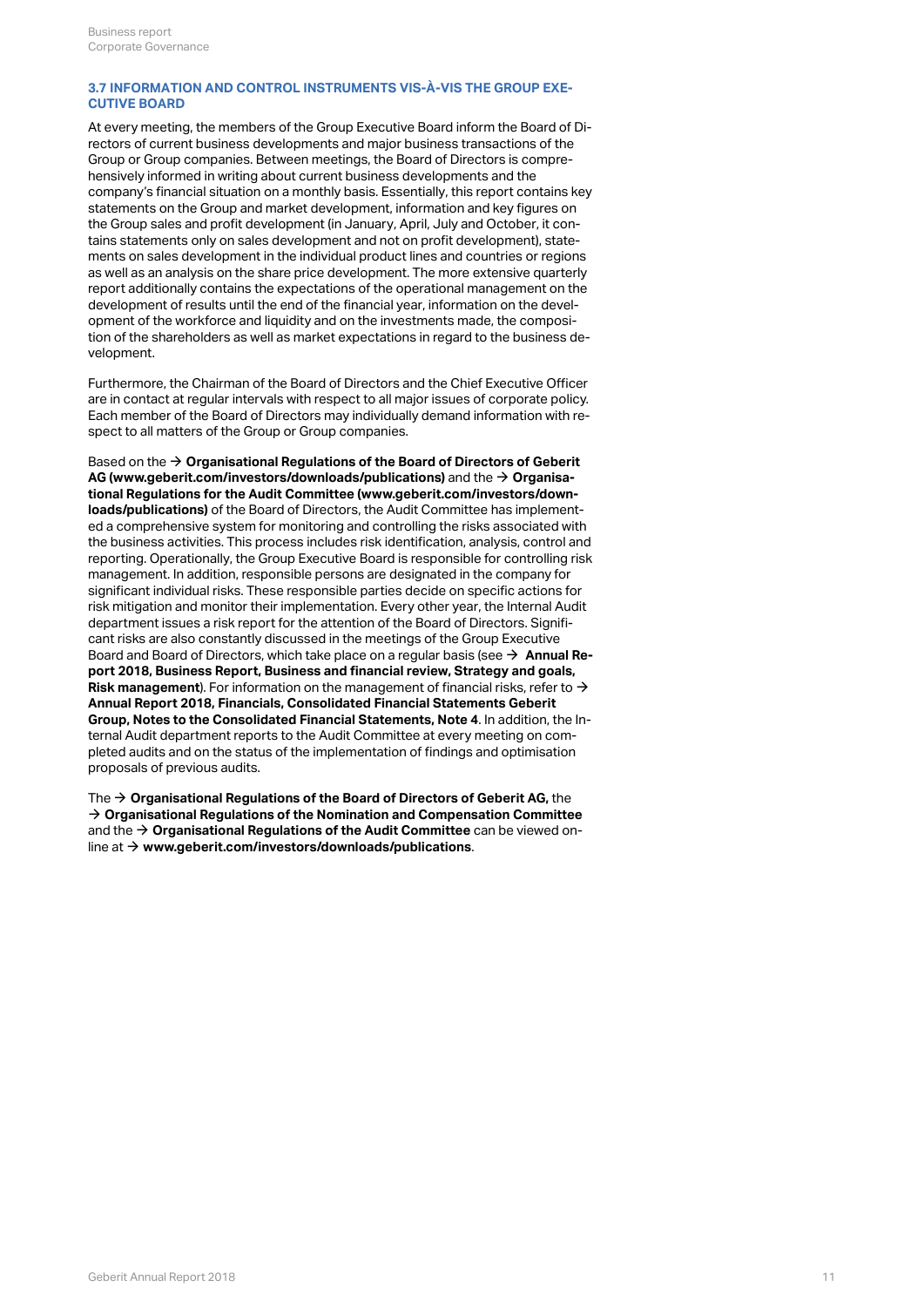### 3.7 INFORMATION AND CONTROL INSTRUMENTS VIS-À-VIS THE GROUP EXECUTIVE BOARD

At every meeting, the members of the Group Executive Board inform the Board of Directors of current business developments and major business transactions of the Group or Group companies. Between meetings, the Board of Directors is comprehensively informed in writing about current business developments and the company's financial situation on a monthly basis. Essentially, this report contains key statements on the Group and market development, information and key figures on the Group sales and profit development (in January, April, July and October, it contains statements only on sales development and not on profit development), statements on sales development in the individual product lines and countries or regions as well as an analysis on the share price development. The more extensive quarterly report additionally contains the expectations of the operational management on the development of results until the end of the financial year, information on the development of the workforce and liquidity and on the investments made, the composition of the shareholders as well as market expectations in regard to the business development.

Furthermore, the Chairman of the Board of Directors and the Chief Executive Officer are in contact at regular intervals with respect to all major issues of corporate policy. Each member of the Board of Directors may individually demand information with respect to all matters of the Group or Group companies.

Based on the → **Organisational Regulations of the Board of Directors of Geberit AG (www.geberit.com/investors/downloads/publications)** and the → **Organisational Regulations for the Audit Committee (www.geberit.com/investors/downloads/publications)** of the Board of Directors, the Audit Committee has implemented a comprehensive system for monitoring and controlling the risks associated with the business activities. This process includes risk identification, analysis, control and reporting. Operationally, the Group Executive Board is responsible for controlling risk management. In addition, responsible persons are designated in the company for significant individual risks. These responsible parties decide on specific actions for risk mitigation and monitor their implementation. Every other year, the Internal Audit department issues a risk report for the attention of the Board of Directors. Significant risks are also constantly discussed in the meetings of the Group Executive Board and Board of Directors, which take place on a regular basis (see → **Annual Report 2018, Business Report, Business and financial review, Strategy and goals, Risk management**). For information on the management of financial risks, refer to → **Annual Report 2018, Financials, Consolidated Financial Statements Geberit Group, Notes to the Consolidated Financial Statements, Note 4**. In addition, the Internal Audit department reports to the Audit Committee at every meeting on completed audits and on the status of the implementation of findings and optimisation proposals of previous audits.

The → **Organisational Regulations of the Board of Directors of Geberit AG,** the → **Organisational Regulations of the Nomination and Compensation Committee** and the → **Organisational Regulations of the Audit Committee** can be viewed online at → **www.geberit.com/investors/downloads/publications**.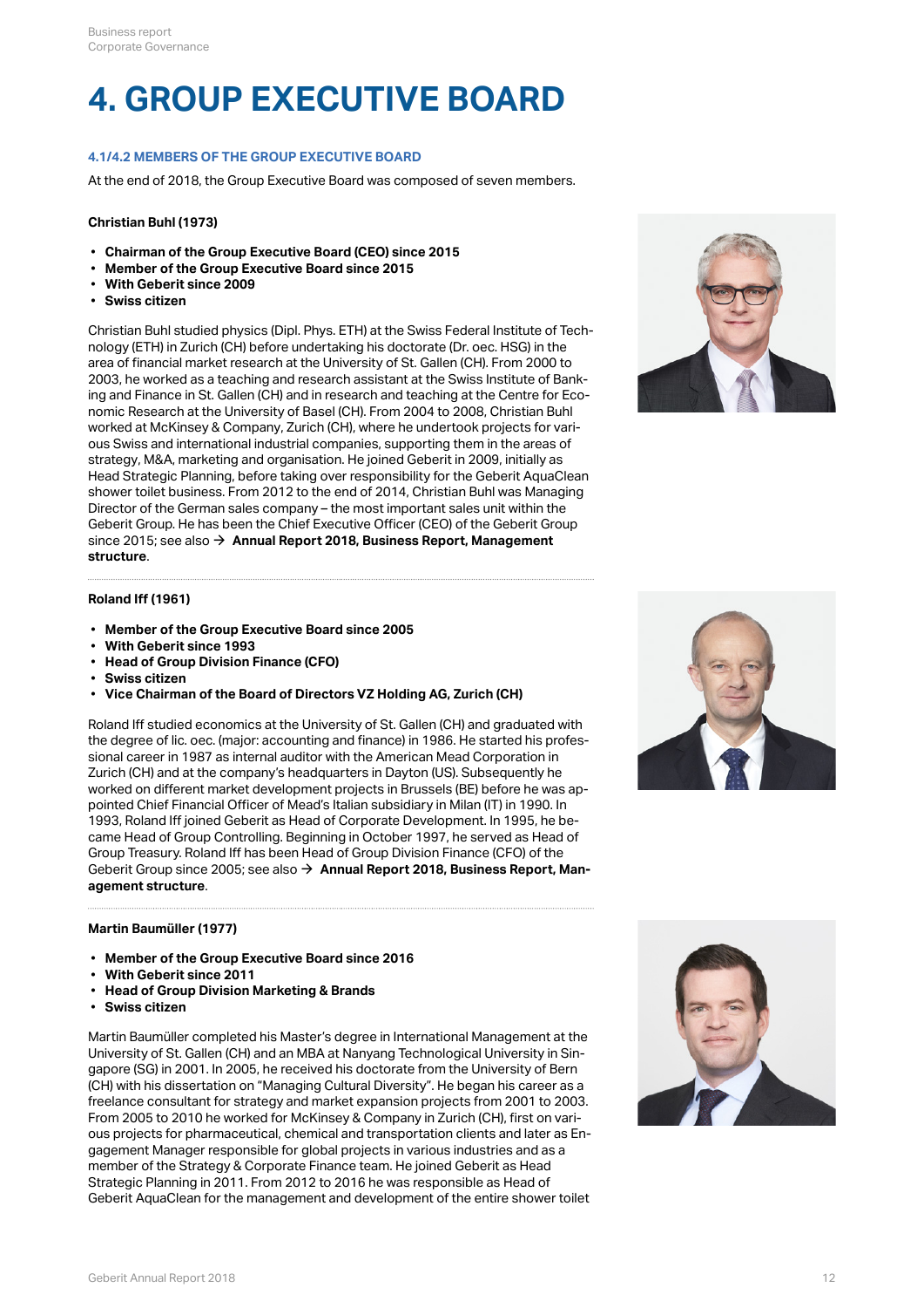# 4. GROUP EXECUTIVE BOARD

### 4.1/4.2 MEMBERS OF THE GROUP EXECUTIVE BOARD

At the end of 2018, the Group Executive Board was composed of seven members.

**Christian Buhl (1973)**

- **Chairman of the Group Executive Board (CEO) since 2015**
- **Member of the Group Executive Board since 2015**
- **With Geberit since 2009**
- **Swiss citizen**

Christian Buhl studied physics (Dipl. Phys. ETH) at the Swiss Federal Institute of Technology (ETH) in Zurich (CH) before undertaking his doctorate (Dr. oec. HSG) in the area of financial market research at the University of St. Gallen (CH). From 2000 to 2003, he worked as a teaching and research assistant at the Swiss Institute of Banking and Finance in St. Gallen (CH) and in research and teaching at the Centre for Economic Research at the University of Basel (CH). From 2004 to 2008, Christian Buhl worked at McKinsey & Company, Zurich (CH), where he undertook projects for various Swiss and international industrial companies, supporting them in the areas of strategy, M&A, marketing and organisation. He joined Geberit in 2009, initially as Head Strategic Planning, before taking over responsibility for the Geberit AquaClean shower toilet business. From 2012 to the end of 2014, Christian Buhl was Managing Director of the German sales company – the most important sales unit within the Geberit Group. He has been the Chief Executive Officer (CEO) of the Geberit Group since 2015; see also → **Annual Report 2018, Business Report, Management structure**.

**Roland Iff (1961)**

- **Member of the Group Executive Board since 2005**
- **With Geberit since 1993**
- **Head of Group Division Finance (CFO)**
- **Swiss citizen**
- **Vice Chairman of the Board of Directors VZ Holding AG, Zurich (CH)**

Roland Iff studied economics at the University of St. Gallen (CH) and graduated with the degree of lic. oec. (major: accounting and finance) in 1986. He started his professional career in 1987 as internal auditor with the American Mead Corporation in Zurich (CH) and at the company's headquarters in Dayton (US). Subsequently he worked on different market development projects in Brussels (BE) before he was appointed Chief Financial Officer of Mead's Italian subsidiary in Milan (IT) in 1990. In 1993, Roland Iff joined Geberit as Head of Corporate Development. In 1995, he became Head of Group Controlling. Beginning in October 1997, he served as Head of Group Treasury. Roland Iff has been Head of Group Division Finance (CFO) of the Geberit Group since 2005; see also → **Annual Report 2018, Business Report, Management structure**.

**Martin Baumüller (1977)**

- **Member of the Group Executive Board since 2016**
- **With Geberit since 2011**
- **Head of Group Division Marketing & Brands**
- **Swiss citizen**

Martin Baumüller completed his Master's degree in International Management at the University of St. Gallen (CH) and an MBA at Nanyang Technological University in Singapore (SG) in 2001. In 2005, he received his doctorate from the University of Bern (CH) with his dissertation on "Managing Cultural Diversity". He began his career as a freelance consultant for strategy and market expansion projects from 2001 to 2003. From 2005 to 2010 he worked for McKinsey & Company in Zurich (CH), first on various projects for pharmaceutical, chemical and transportation clients and later as Engagement Manager responsible for global projects in various industries and as a member of the Strategy & Corporate Finance team. He joined Geberit as Head Strategic Planning in 2011. From 2012 to 2016 he was responsible as Head of Geberit AquaClean for the management and development of the entire shower toilet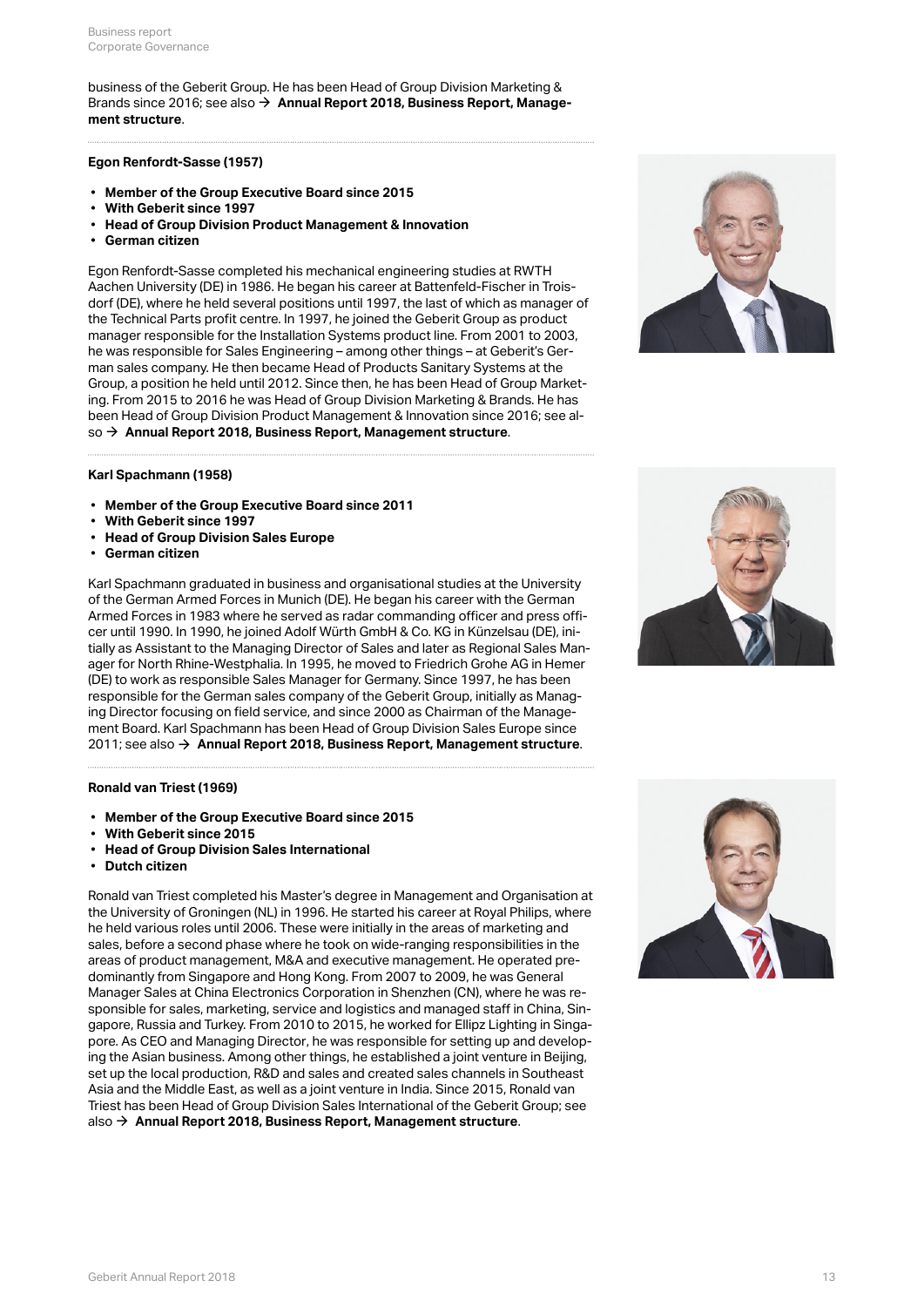business of the Geberit Group. He has been Head of Group Division Marketing & Brands since 2016; see also → **Annual Report 2018, Business Report, Management structure**.

### Egon Renfordt-Sasse (1957)

- **Member of the Group Executive Board since 2015**
- **With Geberit since 1997**
- **Head of Group Division Product Management & Innovation**
- **German citizen**

Egon Renfordt-Sasse completed his mechanical engineering studies at RWTH Aachen University (DE) in 1986. He began his career at Battenfeld-Fischer in Troisdorf (DE), where he held several positions until 1997, the last of which as manager of the Technical Parts profit centre. In 1997, he joined the Geberit Group as product manager responsible for the Installation Systems product line. From 2001 to 2003, he was responsible for Sales Engineering – among other things – at Geberit's German sales company. He then became Head of Products Sanitary Systems at the Group, a position he held until 2012. Since then, he has been Head of Group Marketing. From 2015 to 2016 he was Head of Group Division Marketing & Brands. He has been Head of Group Division Product Management & Innovation since 2016; see also → **Annual Report 2018, Business Report, Management structure**.

### Karl Spachmann (1958)

- **Member of the Group Executive Board since 2011**
- **With Geberit since 1997**
- **Head of Group Division Sales Europe**
- **German citizen**

Karl Spachmann graduated in business and organisational studies at the University of the German Armed Forces in Munich (DE). He began his career with the German Armed Forces in 1983 where he served as radar commanding officer and press officer until 1990. In 1990, he joined Adolf Würth GmbH & Co. KG in Künzelsau (DE), initially as Assistant to the Managing Director of Sales and later as Regional Sales Manager for North Rhine-Westphalia. In 1995, he moved to Friedrich Grohe AG in Hemer (DE) to work as responsible Sales Manager for Germany. Since 1997, he has been responsible for the German sales company of the Geberit Group, initially as Managing Director focusing on field service, and since 2000 as Chairman of the Management Board. Karl Spachmann has been Head of Group Division Sales Europe since 2011; see also → **Annual Report 2018, Business Report, Management structure**.

### Ronald van Triest (1969)

- **Member of the Group Executive Board since 2015**
- **With Geberit since 2015**
- **Head of Group Division Sales International**
- **Dutch citizen**

Ronald van Triest completed his Master's degree in Management and Organisation at the University of Groningen (NL) in 1996. He started his career at Royal Philips, where he held various roles until 2006. These were initially in the areas of marketing and sales, before a second phase where he took on wide-ranging responsibilities in the areas of product management, M&A and executive management. He operated predominantly from Singapore and Hong Kong. From 2007 to 2009, he was General Manager Sales at China Electronics Corporation in Shenzhen (CN), where he was responsible for sales, marketing, service and logistics and managed staff in China, Singapore, Russia and Turkey. From 2010 to 2015, he worked for Ellipz Lighting in Singapore. As CEO and Managing Director, he was responsible for setting up and developing the Asian business. Among other things, he established a joint venture in Beijing, set up the local production, R&D and sales and created sales channels in Southeast Asia and the Middle East, as well as a joint venture in India. Since 2015, Ronald van Triest has been Head of Group Division Sales International of the Geberit Group; see also → **Annual Report 2018, Business Report, Management structure**.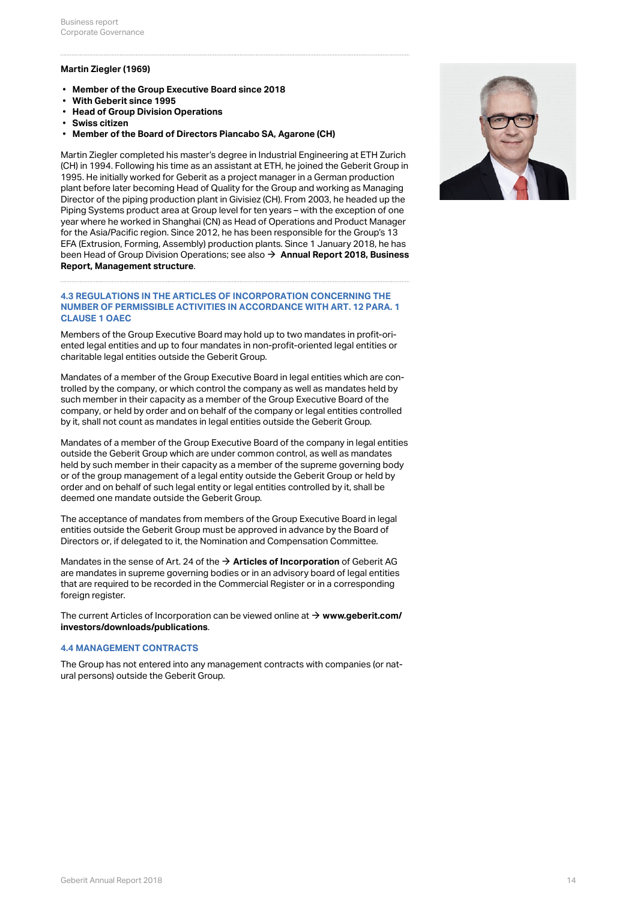**Martin Ziegler (1969)**

- **Member of the Group Executive Board since 2018**
- **With Geberit since 1995**
- **Head of Group Division Operations**
- **Swiss citizen**
- **Member of the Board of Directors Piancabo SA, Agarone (CH)**

Martin Ziegler completed his master's degree in Industrial Engineering at ETH Zurich (CH) in 1994. Following his time as an assistant at ETH, he joined the Geberit Group in 1995. He initially worked for Geberit as a project manager in a German production plant before later becoming Head of Quality for the Group and working as Managing Director of the piping production plant in Givisiez (CH). From 2003, he headed up the Piping Systems product area at Group level for ten years – with the exception of one year where he worked in Shanghai (CN) as Head of Operations and Product Manager for the Asia/Pacific region. Since 2012, he has been responsible for the Group's 13 EFA (Extrusion, Forming, Assembly) production plants. Since 1 January 2018, he has been Head of Group Division Operations; see also → **Annual Report 2018, Business Report, Management structure**.

### 4.3 REGULATIONS IN THE ARTICLES OF INCORPORATION CONCERNING THE NUMBER OF PERMISSIBLE ACTIVITIES IN ACCORDANCE WITH ART. 12 PARA. 1 CLAUSE 1 OAEC

Members of the Group Executive Board may hold up to two mandates in profit-oriented legal entities and up to four mandates in non-profit-oriented legal entities or charitable legal entities outside the Geberit Group.

Mandates of a member of the Group Executive Board in legal entities which are controlled by the company, or which control the company as well as mandates held by such member in their capacity as a member of the Group Executive Board of the company, or held by order and on behalf of the company or legal entities controlled by it, shall not count as mandates in legal entities outside the Geberit Group.

Mandates of a member of the Group Executive Board of the company in legal entities outside the Geberit Group which are under common control, as well as mandates held by such member in their capacity as a member of the supreme governing body or of the group management of a legal entity outside the Geberit Group or held by order and on behalf of such legal entity or legal entities controlled by it, shall be deemed one mandate outside the Geberit Group.

The acceptance of mandates from members of the Group Executive Board in legal entities outside the Geberit Group must be approved in advance by the Board of Directors or, if delegated to it, the Nomination and Compensation Committee.

Mandates in the sense of Art. 24 of the → **Articles of Incorporation** of Geberit AG are mandates in supreme governing bodies or in an advisory board of legal entities that are required to be recorded in the Commercial Register or in a corresponding foreign register.

The current Articles of Incorporation can be viewed online at → **www.geberit.com/investors/downloads/publications**.

### 4.4 MANAGEMENT CONTRACTS

The Group has not entered into any management contracts with companies (or natural persons) outside the Geberit Group.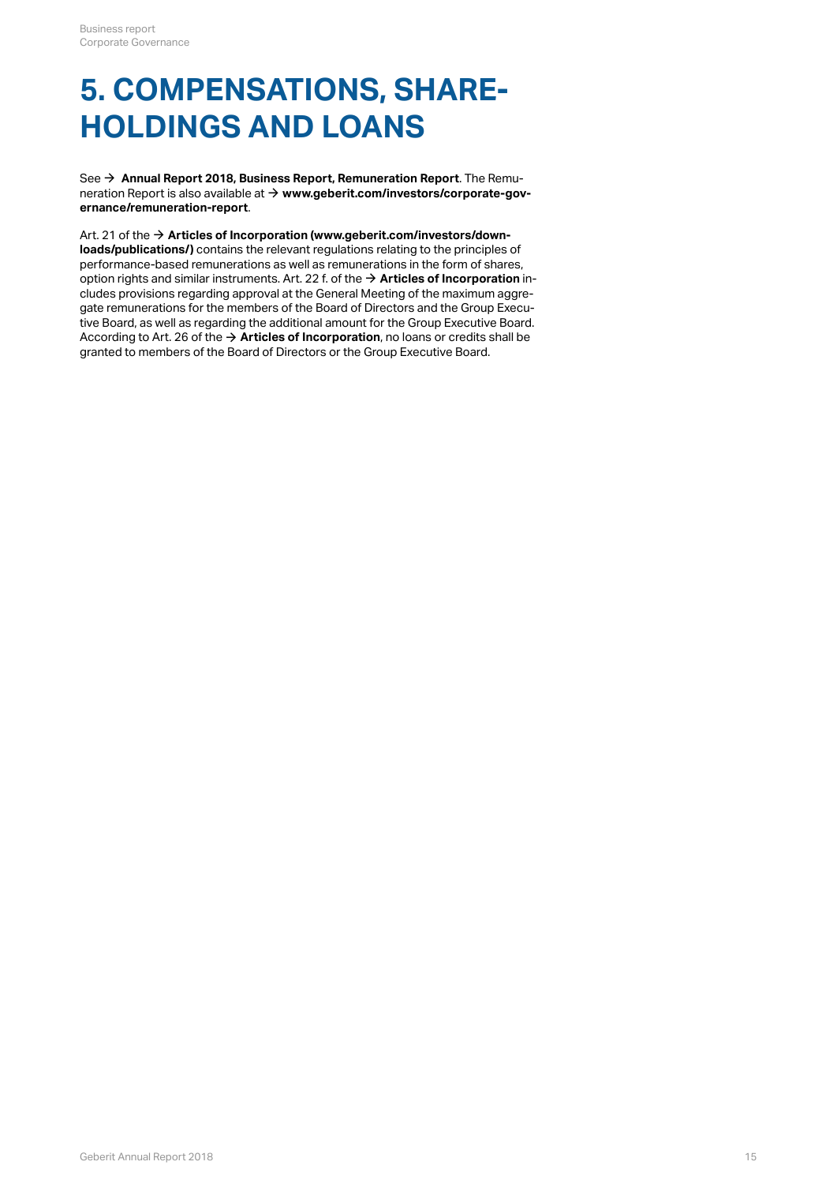# 5. COMPENSATIONS, SHAREHOLDINGS AND LOANS

See → **Annual Report 2018, Business Report, Remuneration Report**. The Remuneration Report is also available at → **www.geberit.com/investors/corporate-governance/remuneration-report**.

Art. 21 of the → **Articles of Incorporation (www.geberit.com/investors/downloads/publications/)** contains the relevant regulations relating to the principles of performance-based remunerations as well as remunerations in the form of shares, option rights and similar instruments. Art. 22 f. of the → **Articles of Incorporation** includes provisions regarding approval at the General Meeting of the maximum aggregate remunerations for the members of the Board of Directors and the Group Executive Board, as well as regarding the additional amount for the Group Executive Board. According to Art. 26 of the → **Articles of Incorporation**, no loans or credits shall be granted to members of the Board of Directors or the Group Executive Board.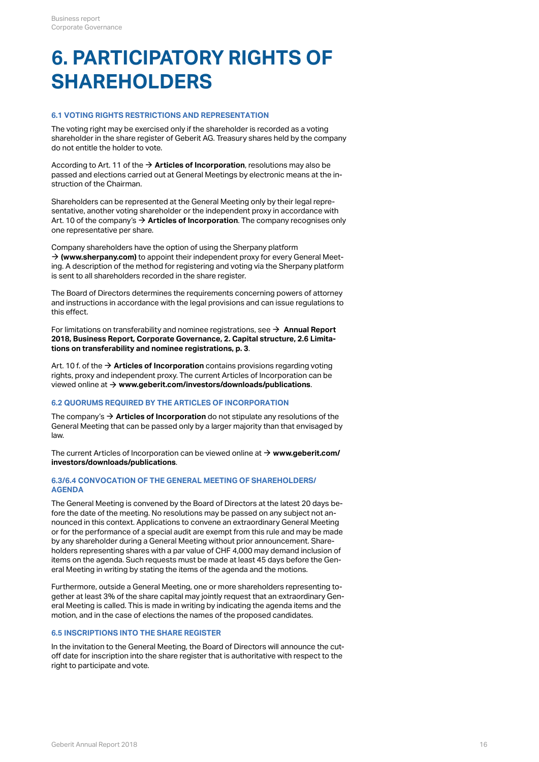# 6. PARTICIPATORY RIGHTS OF SHAREHOLDERS

### 6.1 VOTING RIGHTS RESTRICTIONS AND REPRESENTATION

The voting right may be exercised only if the shareholder is recorded as a voting shareholder in the share register of Geberit AG. Treasury shares held by the company do not entitle the holder to vote.

According to Art. 11 of the → **Articles of Incorporation**, resolutions may also be passed and elections carried out at General Meetings by electronic means at the instruction of the Chairman.

Shareholders can be represented at the General Meeting only by their legal representative, another voting shareholder or the independent proxy in accordance with Art. 10 of the company's → **Articles of Incorporation**. The company recognises only one representative per share.

Company shareholders have the option of using the Sherpany platform → **(www.sherpany.com)** to appoint their independent proxy for every General Meeting. A description of the method for registering and voting via the Sherpany platform is sent to all shareholders recorded in the share register.

The Board of Directors determines the requirements concerning powers of attorney and instructions in accordance with the legal provisions and can issue regulations to this effect.

For limitations on transferability and nominee registrations, see → **Annual Report 2018, Business Report, Corporate Governance, 2. Capital structure, 2.6 Limitations on transferability and nominee registrations, p. 3**.

Art. 10 f. of the → **Articles of Incorporation** contains provisions regarding voting rights, proxy and independent proxy. The current Articles of Incorporation can be viewed online at → **www.geberit.com/investors/downloads/publications**.

### 6.2 QUORUMS REQUIRED BY THE ARTICLES OF INCORPORATION

The company's → **Articles of Incorporation** do not stipulate any resolutions of the General Meeting that can be passed only by a larger majority than that envisaged by law.

The current Articles of Incorporation can be viewed online at → **www.geberit.com/investors/downloads/publications**.

### 6.3/6.4 CONVOCATION OF THE GENERAL MEETING OF SHAREHOLDERS/ AGENDA

The General Meeting is convened by the Board of Directors at the latest 20 days before the date of the meeting. No resolutions may be passed on any subject not announced in this context. Applications to convene an extraordinary General Meeting or for the performance of a special audit are exempt from this rule and may be made by any shareholder during a General Meeting without prior announcement. Shareholders representing shares with a par value of CHF 4,000 may demand inclusion of items on the agenda. Such requests must be made at least 45 days before the General Meeting in writing by stating the items of the agenda and the motions.

Furthermore, outside a General Meeting, one or more shareholders representing together at least 3% of the share capital may jointly request that an extraordinary General Meeting is called. This is made in writing by indicating the agenda items and the motion, and in the case of elections the names of the proposed candidates.

### 6.5 INSCRIPTIONS INTO THE SHARE REGISTER

In the invitation to the General Meeting, the Board of Directors will announce the cut-off date for inscription into the share register that is authoritative with respect to the right to participate and vote.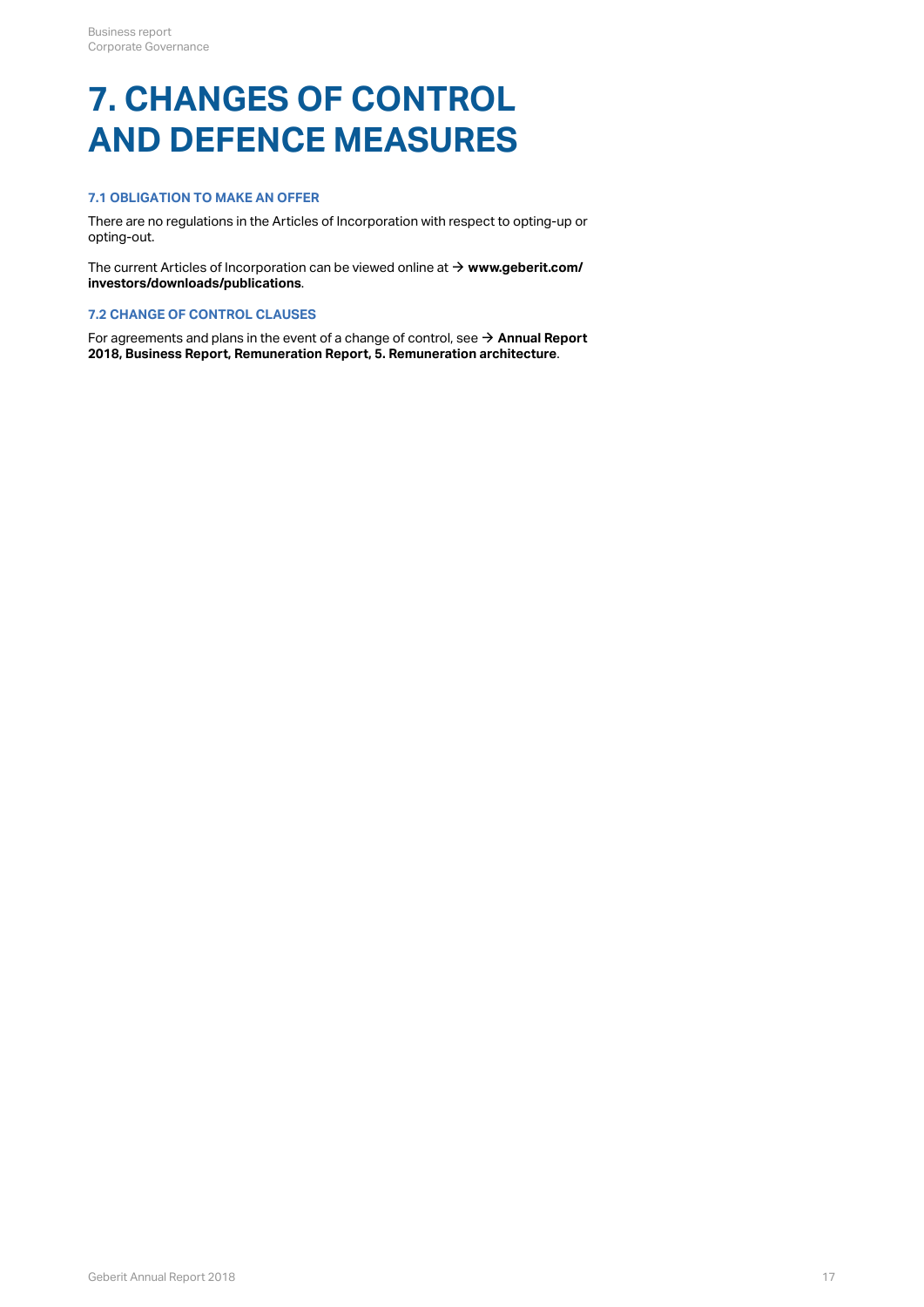# 7. CHANGES OF CONTROL AND DEFENCE MEASURES

## 7.1 OBLIGATION TO MAKE AN OFFER

There are no regulations in the Articles of Incorporation with respect to opting-up or opting-out.

The current Articles of Incorporation can be viewed online at → **www.geberit.com/investors/downloads/publications**.

## 7.2 CHANGE OF CONTROL CLAUSES

For agreements and plans in the event of a change of control, see → **Annual Report 2018, Business Report, Remuneration Report, 5. Remuneration architecture**.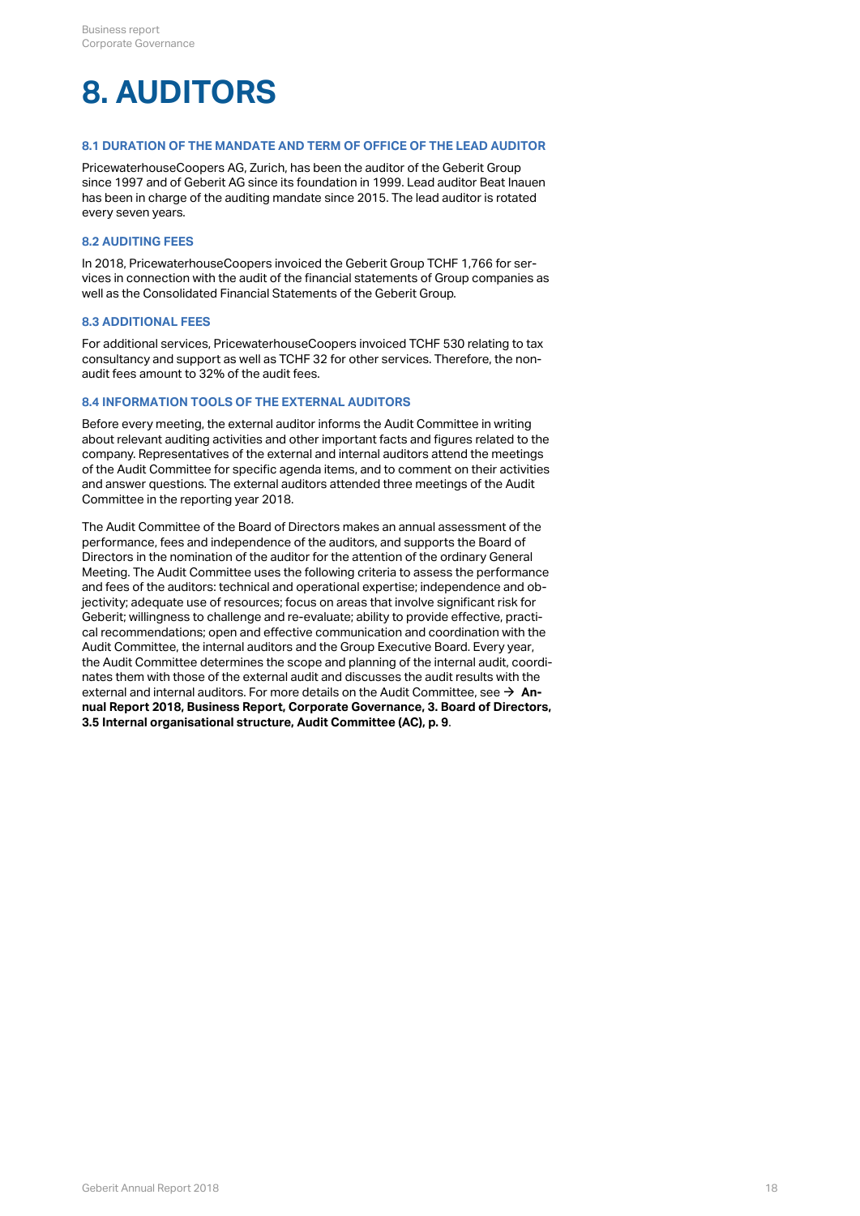# 8. AUDITORS

### 8.1 DURATION OF THE MANDATE AND TERM OF OFFICE OF THE LEAD AUDITOR

PricewaterhouseCoopers AG, Zurich, has been the auditor of the Geberit Group since 1997 and of Geberit AG since its foundation in 1999. Lead auditor Beat Inauen has been in charge of the auditing mandate since 2015. The lead auditor is rotated every seven years.

### 8.2 AUDITING FEES

In 2018, PricewaterhouseCoopers invoiced the Geberit Group TCHF 1,766 for services in connection with the audit of the financial statements of Group companies as well as the Consolidated Financial Statements of the Geberit Group.

### 8.3 ADDITIONAL FEES

For additional services, PricewaterhouseCoopers invoiced TCHF 530 relating to tax consultancy and support as well as TCHF 32 for other services. Therefore, the non-audit fees amount to 32% of the audit fees.

### 8.4 INFORMATION TOOLS OF THE EXTERNAL AUDITORS

Before every meeting, the external auditor informs the Audit Committee in writing about relevant auditing activities and other important facts and figures related to the company. Representatives of the external and internal auditors attend the meetings of the Audit Committee for specific agenda items, and to comment on their activities and answer questions. The external auditors attended three meetings of the Audit Committee in the reporting year 2018.

The Audit Committee of the Board of Directors makes an annual assessment of the performance, fees and independence of the auditors, and supports the Board of Directors in the nomination of the auditor for the attention of the ordinary General Meeting. The Audit Committee uses the following criteria to assess the performance and fees of the auditors: technical and operational expertise; independence and objectivity; adequate use of resources; focus on areas that involve significant risk for Geberit; willingness to challenge and re-evaluate; ability to provide effective, practical recommendations; open and effective communication and coordination with the Audit Committee, the internal auditors and the Group Executive Board. Every year, the Audit Committee determines the scope and planning of the internal audit, coordinates them with those of the external audit and discusses the audit results with the external and internal auditors. For more details on the Audit Committee, see → **Annual Report 2018, Business Report, Corporate Governance, 3. Board of Directors, 3.5 Internal organisational structure, Audit Committee (AC), p. 9**.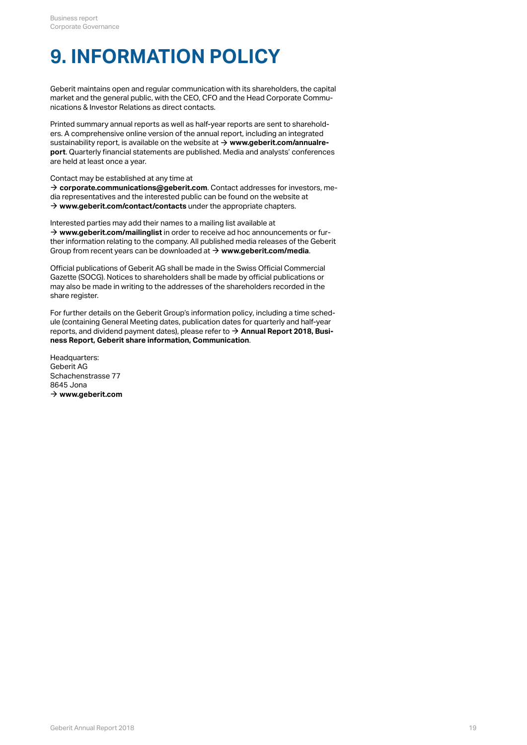# 9. INFORMATION POLICY

Geberit maintains open and regular communication with its shareholders, the capital market and the general public, with the CEO, CFO and the Head Corporate Communications & Investor Relations as direct contacts.

Printed summary annual reports as well as half-year reports are sent to shareholders. A comprehensive online version of the annual report, including an integrated sustainability report, is available on the website at → **www.geberit.com/annualreport**. Quarterly financial statements are published. Media and analysts' conferences are held at least once a year.

Contact may be established at any time at → **corporate.communications@geberit.com**. Contact addresses for investors, media representatives and the interested public can be found on the website at → **www.geberit.com/contact/contacts** under the appropriate chapters.

Interested parties may add their names to a mailing list available at → **www.geberit.com/mailinglist** in order to receive ad hoc announcements or further information relating to the company. All published media releases of the Geberit Group from recent years can be downloaded at → **www.geberit.com/media**.

Official publications of Geberit AG shall be made in the Swiss Official Commercial Gazette (SOCG). Notices to shareholders shall be made by official publications or may also be made in writing to the addresses of the shareholders recorded in the share register.

For further details on the Geberit Group's information policy, including a time schedule (containing General Meeting dates, publication dates for quarterly and half-year reports, and dividend payment dates), please refer to → **Annual Report 2018, Business Report, Geberit share information, Communication**.

Headquarters:
Geberit AG
Schachenstrasse 77
8645 Jona
→ **www.geberit.com**